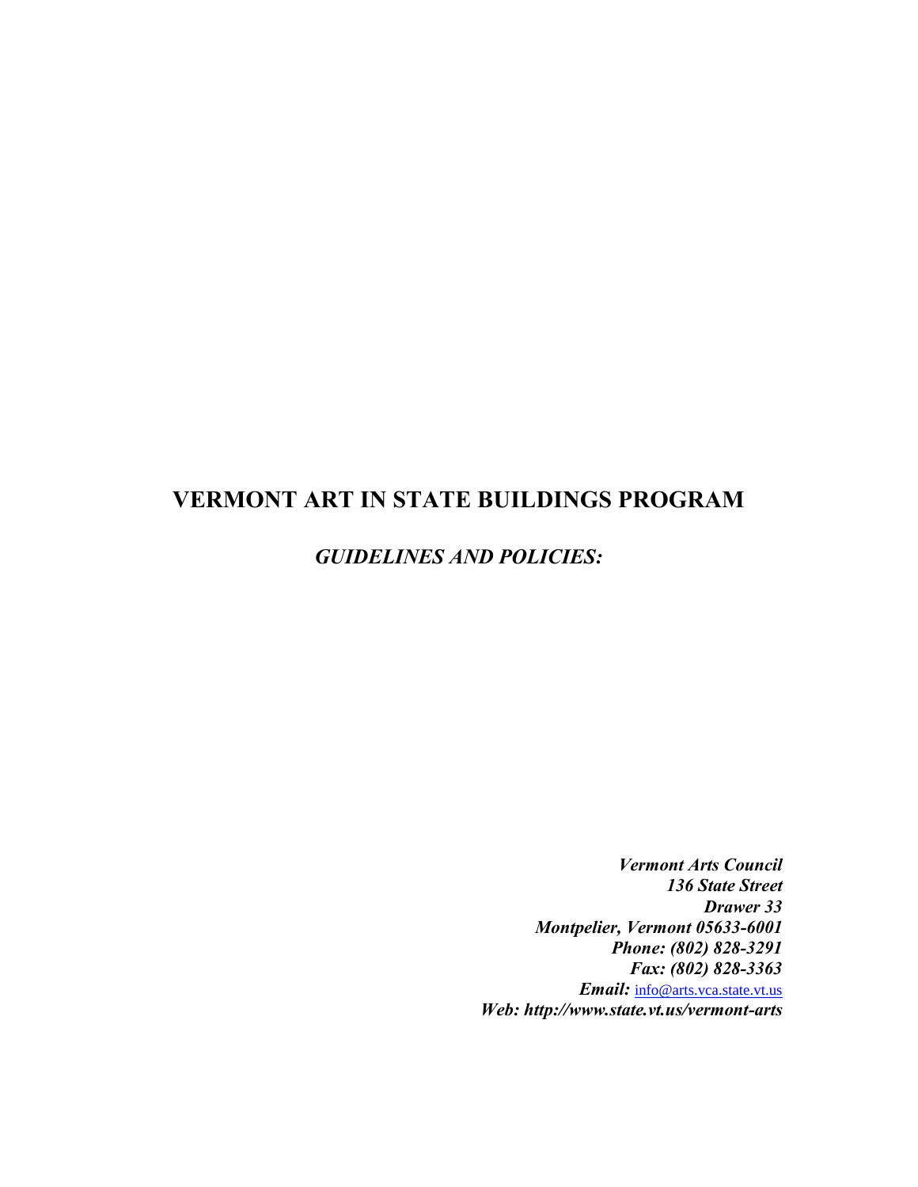# VERMONT ART IN STATE BUILDINGS PROGRAM

## *GUIDELINES AND POLICIES:*

***Vermont Arts Council***
***136 State Street***
***Drawer 33***
***Montpelier, Vermont 05633-6001***
***Phone: (802) 828-3291***
***Fax: (802) 828-3363***
***Email:*** info@arts.vca.state.vt.us
***Web: http://www.state.vt.us/vermont-arts***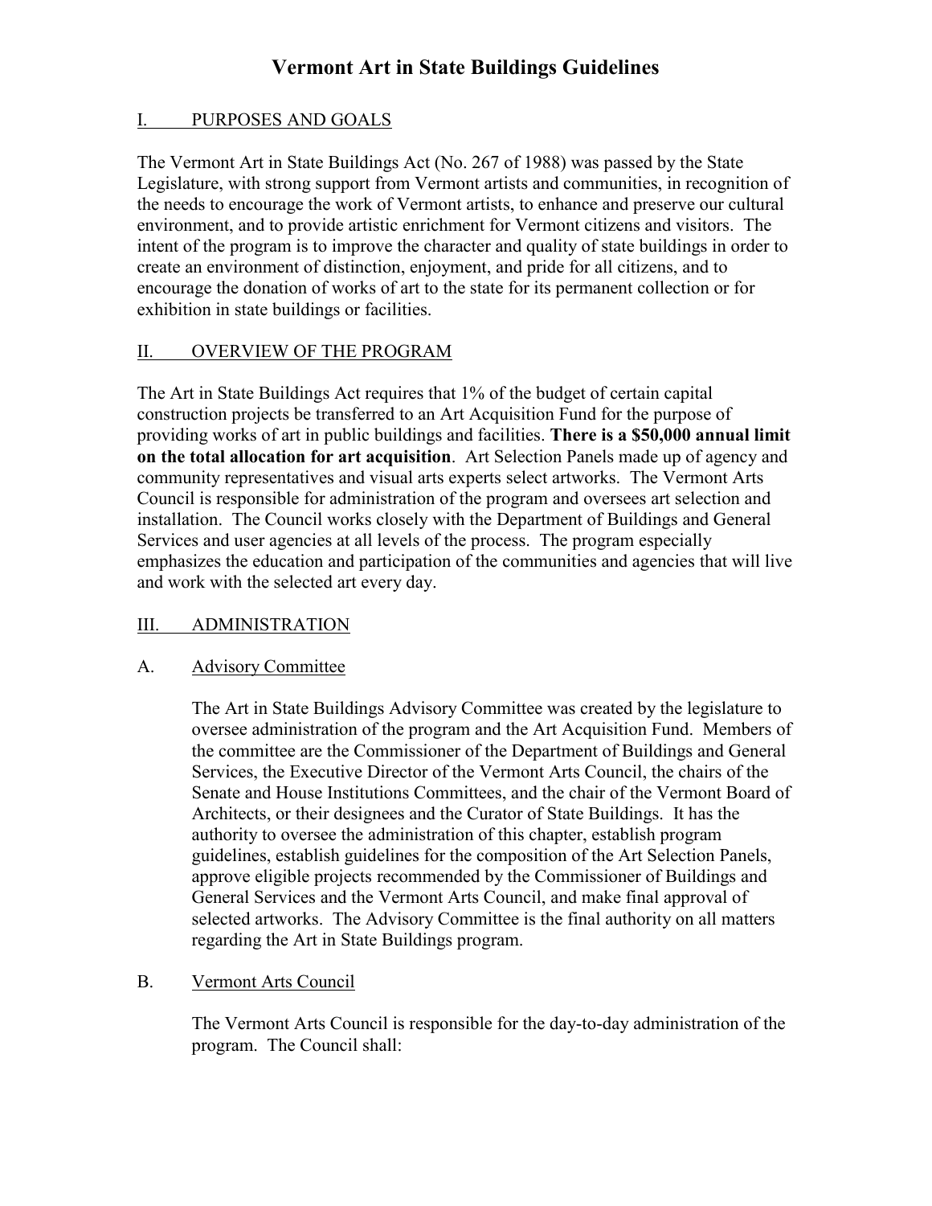# Vermont Art in State Buildings Guidelines

## I. PURPOSES AND GOALS

The Vermont Art in State Buildings Act (No. 267 of 1988) was passed by the State Legislature, with strong support from Vermont artists and communities, in recognition of the needs to encourage the work of Vermont artists, to enhance and preserve our cultural environment, and to provide artistic enrichment for Vermont citizens and visitors. The intent of the program is to improve the character and quality of state buildings in order to create an environment of distinction, enjoyment, and pride for all citizens, and to encourage the donation of works of art to the state for its permanent collection or for exhibition in state buildings or facilities.

## II. OVERVIEW OF THE PROGRAM

The Art in State Buildings Act requires that 1% of the budget of certain capital construction projects be transferred to an Art Acquisition Fund for the purpose of providing works of art in public buildings and facilities. **There is a $50,000 annual limit on the total allocation for art acquisition**. Art Selection Panels made up of agency and community representatives and visual arts experts select artworks. The Vermont Arts Council is responsible for administration of the program and oversees art selection and installation. The Council works closely with the Department of Buildings and General Services and user agencies at all levels of the process. The program especially emphasizes the education and participation of the communities and agencies that will live and work with the selected art every day.

## III. ADMINISTRATION

### A. Advisory Committee

The Art in State Buildings Advisory Committee was created by the legislature to oversee administration of the program and the Art Acquisition Fund. Members of the committee are the Commissioner of the Department of Buildings and General Services, the Executive Director of the Vermont Arts Council, the chairs of the Senate and House Institutions Committees, and the chair of the Vermont Board of Architects, or their designees and the Curator of State Buildings. It has the authority to oversee the administration of this chapter, establish program guidelines, establish guidelines for the composition of the Art Selection Panels, approve eligible projects recommended by the Commissioner of Buildings and General Services and the Vermont Arts Council, and make final approval of selected artworks. The Advisory Committee is the final authority on all matters regarding the Art in State Buildings program.

### B. Vermont Arts Council

The Vermont Arts Council is responsible for the day-to-day administration of the program. The Council shall: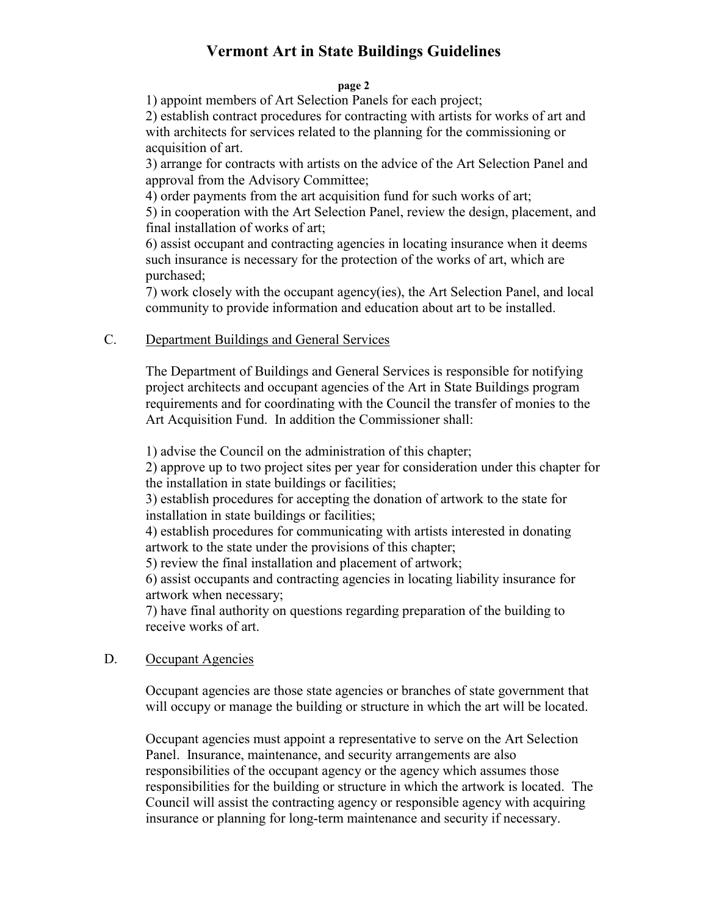1) appoint members of Art Selection Panels for each project;
2) establish contract procedures for contracting with artists for works of art and with architects for services related to the planning for the commissioning or acquisition of art.
3) arrange for contracts with artists on the advice of the Art Selection Panel and approval from the Advisory Committee;
4) order payments from the art acquisition fund for such works of art;
5) in cooperation with the Art Selection Panel, review the design, placement, and final installation of works of art;
6) assist occupant and contracting agencies in locating insurance when it deems such insurance is necessary for the protection of the works of art, which are purchased;
7) work closely with the occupant agency(ies), the Art Selection Panel, and local community to provide information and education about art to be installed.

C. <u>Department Buildings and General Services</u>

The Department of Buildings and General Services is responsible for notifying project architects and occupant agencies of the Art in State Buildings program requirements and for coordinating with the Council the transfer of monies to the Art Acquisition Fund. In addition the Commissioner shall:

1) advise the Council on the administration of this chapter;
2) approve up to two project sites per year for consideration under this chapter for the installation in state buildings or facilities;
3) establish procedures for accepting the donation of artwork to the state for installation in state buildings or facilities;
4) establish procedures for communicating with artists interested in donating artwork to the state under the provisions of this chapter;
5) review the final installation and placement of artwork;
6) assist occupants and contracting agencies in locating liability insurance for artwork when necessary;
7) have final authority on questions regarding preparation of the building to receive works of art.

D. <u>Occupant Agencies</u>

Occupant agencies are those state agencies or branches of state government that will occupy or manage the building or structure in which the art will be located.

Occupant agencies must appoint a representative to serve on the Art Selection Panel. Insurance, maintenance, and security arrangements are also responsibilities of the occupant agency or the agency which assumes those responsibilities for the building or structure in which the artwork is located. The Council will assist the contracting agency or responsible agency with acquiring insurance or planning for long-term maintenance and security if necessary.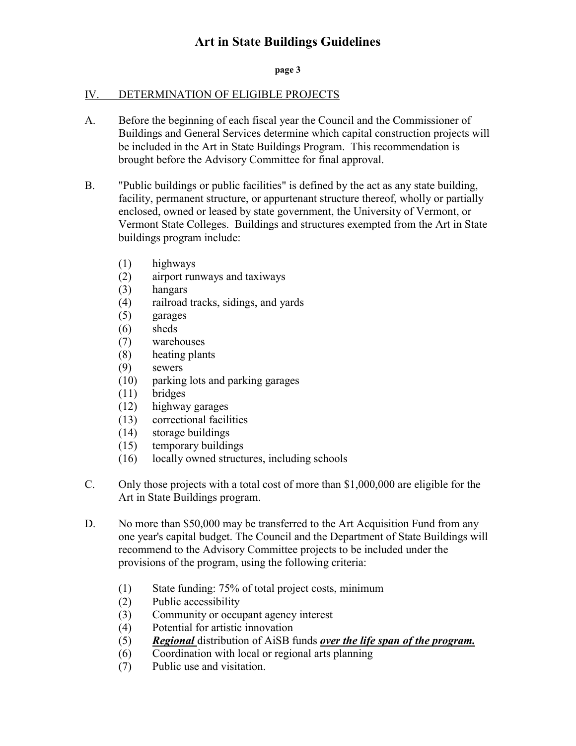## IV. DETERMINATION OF ELIGIBLE PROJECTS

A. Before the beginning of each fiscal year the Council and the Commissioner of Buildings and General Services determine which capital construction projects will be included in the Art in State Buildings Program. This recommendation is brought before the Advisory Committee for final approval.

B. "Public buildings or public facilities" is defined by the act as any state building, facility, permanent structure, or appurtenant structure thereof, wholly or partially enclosed, owned or leased by state government, the University of Vermont, or Vermont State Colleges. Buildings and structures exempted from the Art in State buildings program include:

   (1) highways
   (2) airport runways and taxiways
   (3) hangars
   (4) railroad tracks, sidings, and yards
   (5) garages
   (6) sheds
   (7) warehouses
   (8) heating plants
   (9) sewers
   (10) parking lots and parking garages
   (11) bridges
   (12) highway garages
   (13) correctional facilities
   (14) storage buildings
   (15) temporary buildings
   (16) locally owned structures, including schools

C. Only those projects with a total cost of more than $1,000,000 are eligible for the Art in State Buildings program.

D. No more than $50,000 may be transferred to the Art Acquisition Fund from any one year's capital budget. The Council and the Department of State Buildings will recommend to the Advisory Committee projects to be included under the provisions of the program, using the following criteria:

   (1) State funding: 75% of total project costs, minimum
   (2) Public accessibility
   (3) Community or occupant agency interest
   (4) Potential for artistic innovation
   (5) ***Regional*** distribution of AiSB funds ***over the life span of the program.***
   (6) Coordination with local or regional arts planning
   (7) Public use and visitation.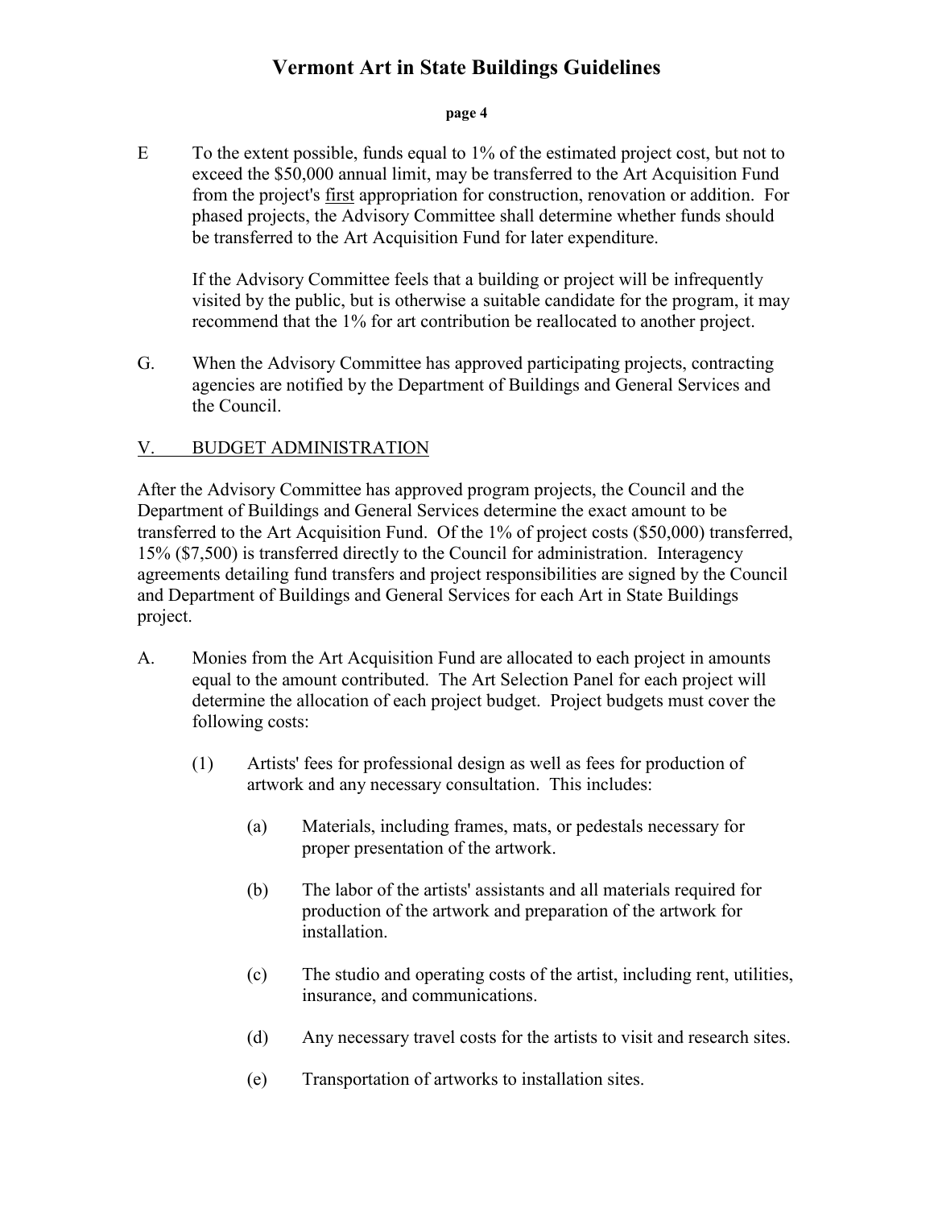E To the extent possible, funds equal to 1% of the estimated project cost, but not to exceed the $50,000 annual limit, may be transferred to the Art Acquisition Fund from the project's first appropriation for construction, renovation or addition. For phased projects, the Advisory Committee shall determine whether funds should be transferred to the Art Acquisition Fund for later expenditure.

If the Advisory Committee feels that a building or project will be infrequently visited by the public, but is otherwise a suitable candidate for the program, it may recommend that the 1% for art contribution be reallocated to another project.

G. When the Advisory Committee has approved participating projects, contracting agencies are notified by the Department of Buildings and General Services and the Council.

## V. BUDGET ADMINISTRATION

After the Advisory Committee has approved program projects, the Council and the Department of Buildings and General Services determine the exact amount to be transferred to the Art Acquisition Fund. Of the 1% of project costs ($50,000) transferred, 15% ($7,500) is transferred directly to the Council for administration. Interagency agreements detailing fund transfers and project responsibilities are signed by the Council and Department of Buildings and General Services for each Art in State Buildings project.

A. Monies from the Art Acquisition Fund are allocated to each project in amounts equal to the amount contributed. The Art Selection Panel for each project will determine the allocation of each project budget. Project budgets must cover the following costs:

   (1) Artists' fees for professional design as well as fees for production of artwork and any necessary consultation. This includes:

      (a) Materials, including frames, mats, or pedestals necessary for proper presentation of the artwork.

      (b) The labor of the artists' assistants and all materials required for production of the artwork and preparation of the artwork for installation.

      (c) The studio and operating costs of the artist, including rent, utilities, insurance, and communications.

      (d) Any necessary travel costs for the artists to visit and research sites.

      (e) Transportation of artworks to installation sites.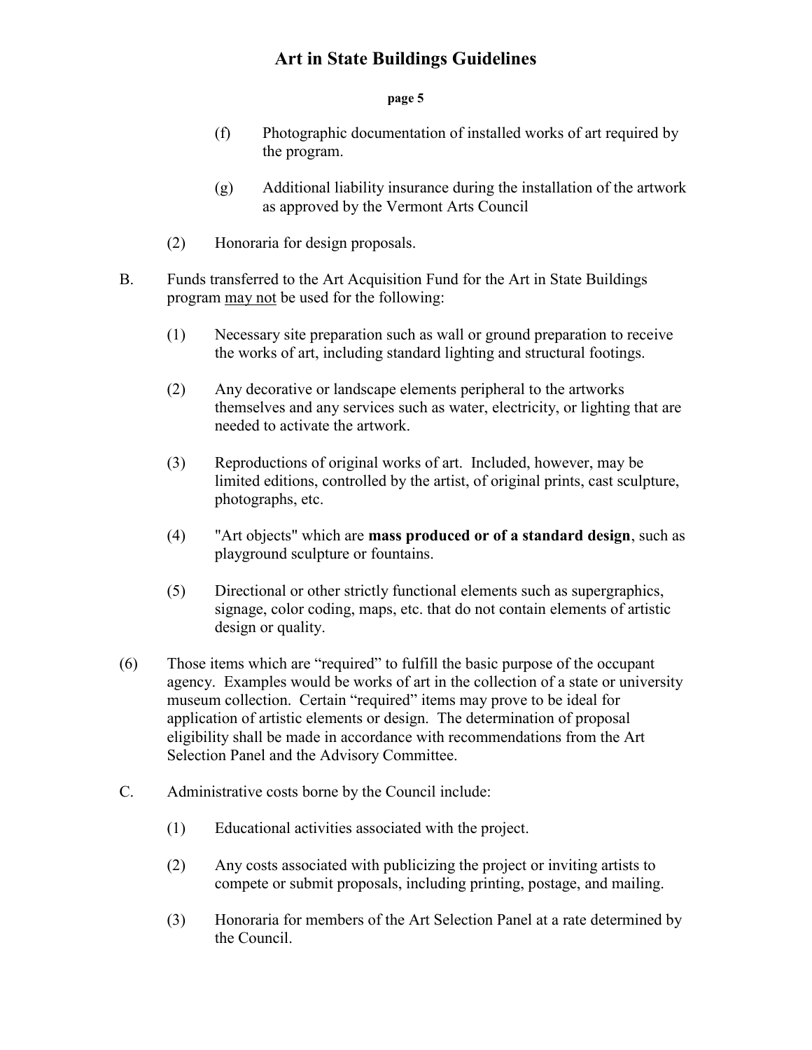(f) Photographic documentation of installed works of art required by the program.

(g) Additional liability insurance during the installation of the artwork as approved by the Vermont Arts Council

(2) Honoraria for design proposals.

B. Funds transferred to the Art Acquisition Fund for the Art in State Buildings program <u>may not</u> be used for the following:

(1) Necessary site preparation such as wall or ground preparation to receive the works of art, including standard lighting and structural footings.

(2) Any decorative or landscape elements peripheral to the artworks themselves and any services such as water, electricity, or lighting that are needed to activate the artwork.

(3) Reproductions of original works of art. Included, however, may be limited editions, controlled by the artist, of original prints, cast sculpture, photographs, etc.

(4) "Art objects" which are **mass produced or of a standard design**, such as playground sculpture or fountains.

(5) Directional or other strictly functional elements such as supergraphics, signage, color coding, maps, etc. that do not contain elements of artistic design or quality.

(6) Those items which are "required" to fulfill the basic purpose of the occupant agency. Examples would be works of art in the collection of a state or university museum collection. Certain "required" items may prove to be ideal for application of artistic elements or design. The determination of proposal eligibility shall be made in accordance with recommendations from the Art Selection Panel and the Advisory Committee.

C. Administrative costs borne by the Council include:

(1) Educational activities associated with the project.

(2) Any costs associated with publicizing the project or inviting artists to compete or submit proposals, including printing, postage, and mailing.

(3) Honoraria for members of the Art Selection Panel at a rate determined by the Council.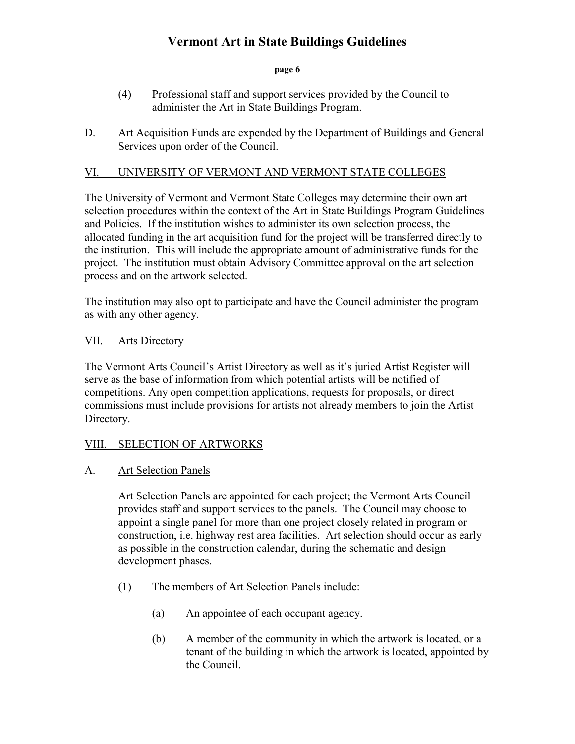(4) Professional staff and support services provided by the Council to administer the Art in State Buildings Program.

D. Art Acquisition Funds are expended by the Department of Buildings and General Services upon order of the Council.

## VI. UNIVERSITY OF VERMONT AND VERMONT STATE COLLEGES

The University of Vermont and Vermont State Colleges may determine their own art selection procedures within the context of the Art in State Buildings Program Guidelines and Policies. If the institution wishes to administer its own selection process, the allocated funding in the art acquisition fund for the project will be transferred directly to the institution. This will include the appropriate amount of administrative funds for the project. The institution must obtain Advisory Committee approval on the art selection process and on the artwork selected.

The institution may also opt to participate and have the Council administer the program as with any other agency.

## VII. Arts Directory

The Vermont Arts Council's Artist Directory as well as it's juried Artist Register will serve as the base of information from which potential artists will be notified of competitions. Any open competition applications, requests for proposals, or direct commissions must include provisions for artists not already members to join the Artist Directory.

## VIII. SELECTION OF ARTWORKS

### A. Art Selection Panels

Art Selection Panels are appointed for each project; the Vermont Arts Council provides staff and support services to the panels. The Council may choose to appoint a single panel for more than one project closely related in program or construction, i.e. highway rest area facilities. Art selection should occur as early as possible in the construction calendar, during the schematic and design development phases.

(1) The members of Art Selection Panels include:

(a) An appointee of each occupant agency.

(b) A member of the community in which the artwork is located, or a tenant of the building in which the artwork is located, appointed by the Council.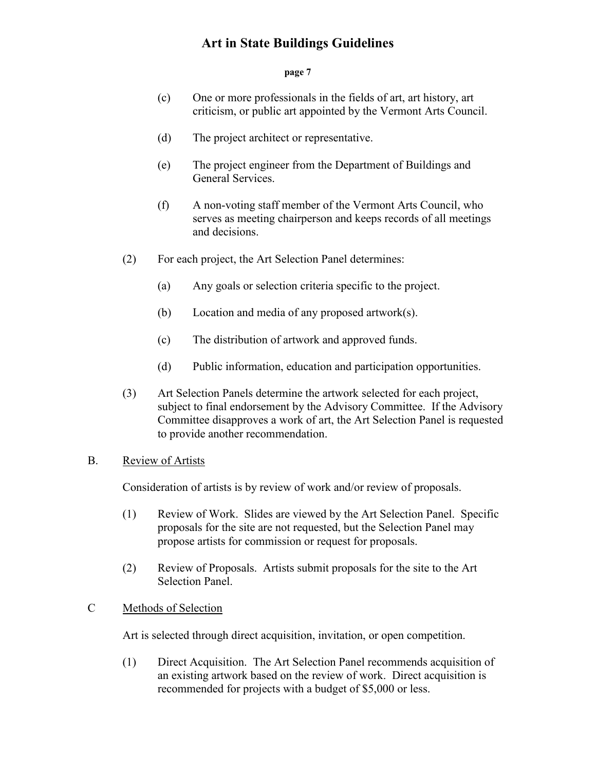(c) One or more professionals in the fields of art, art history, art criticism, or public art appointed by the Vermont Arts Council.

(d) The project architect or representative.

(e) The project engineer from the Department of Buildings and General Services.

(f) A non-voting staff member of the Vermont Arts Council, who serves as meeting chairperson and keeps records of all meetings and decisions.

(2) For each project, the Art Selection Panel determines:

(a) Any goals or selection criteria specific to the project.

(b) Location and media of any proposed artwork(s).

(c) The distribution of artwork and approved funds.

(d) Public information, education and participation opportunities.

(3) Art Selection Panels determine the artwork selected for each project, subject to final endorsement by the Advisory Committee. If the Advisory Committee disapproves a work of art, the Art Selection Panel is requested to provide another recommendation.

B. Review of Artists

Consideration of artists is by review of work and/or review of proposals.

(1) Review of Work. Slides are viewed by the Art Selection Panel. Specific proposals for the site are not requested, but the Selection Panel may propose artists for commission or request for proposals.

(2) Review of Proposals. Artists submit proposals for the site to the Art Selection Panel.

C Methods of Selection

Art is selected through direct acquisition, invitation, or open competition.

(1) Direct Acquisition. The Art Selection Panel recommends acquisition of an existing artwork based on the review of work. Direct acquisition is recommended for projects with a budget of $5,000 or less.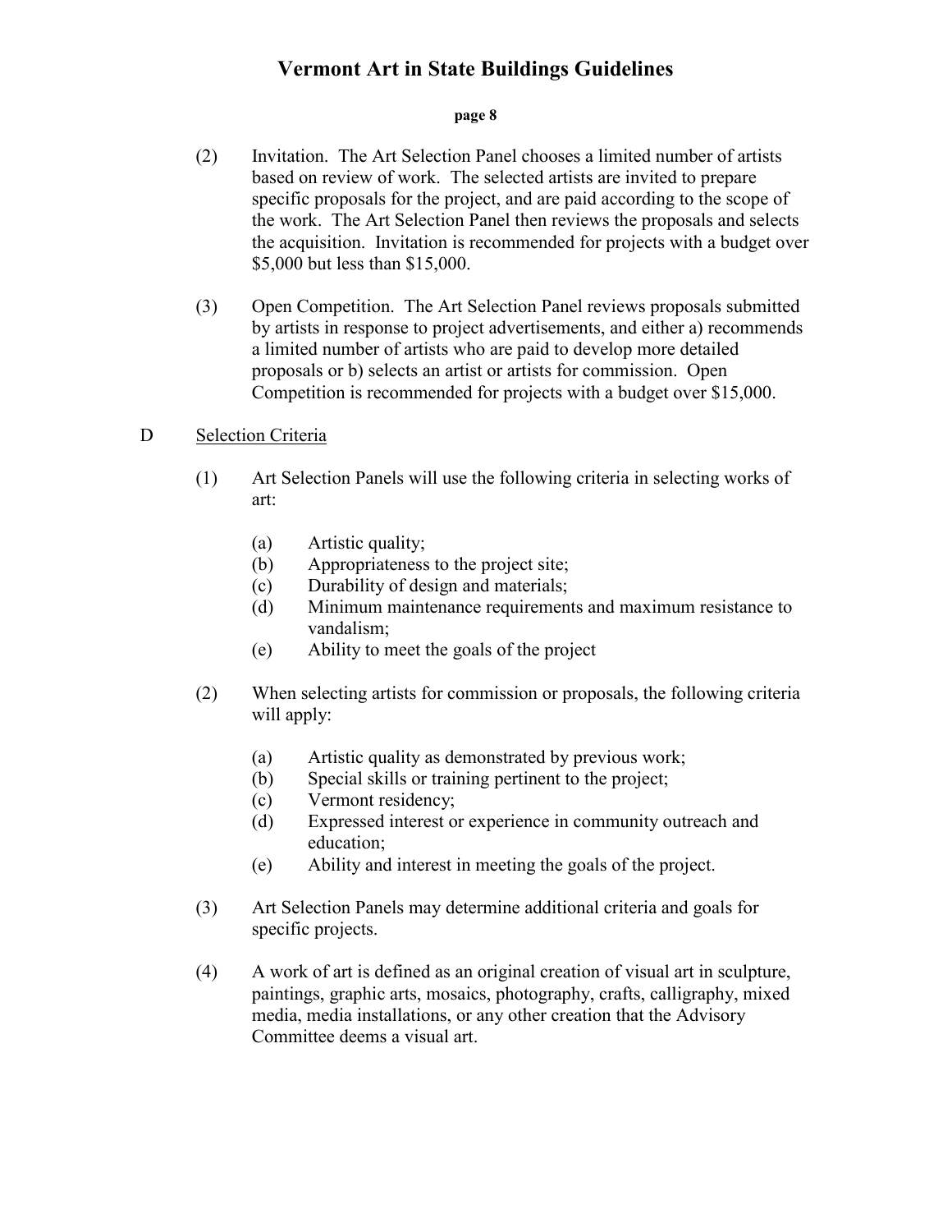(2) Invitation. The Art Selection Panel chooses a limited number of artists based on review of work. The selected artists are invited to prepare specific proposals for the project, and are paid according to the scope of the work. The Art Selection Panel then reviews the proposals and selects the acquisition. Invitation is recommended for projects with a budget over $5,000 but less than $15,000.

(3) Open Competition. The Art Selection Panel reviews proposals submitted by artists in response to project advertisements, and either a) recommends a limited number of artists who are paid to develop more detailed proposals or b) selects an artist or artists for commission. Open Competition is recommended for projects with a budget over $15,000.

D Selection Criteria

(1) Art Selection Panels will use the following criteria in selecting works of art:

- (a) Artistic quality;
- (b) Appropriateness to the project site;
- (c) Durability of design and materials;
- (d) Minimum maintenance requirements and maximum resistance to vandalism;
- (e) Ability to meet the goals of the project

(2) When selecting artists for commission or proposals, the following criteria will apply:

- (a) Artistic quality as demonstrated by previous work;
- (b) Special skills or training pertinent to the project;
- (c) Vermont residency;
- (d) Expressed interest or experience in community outreach and education;
- (e) Ability and interest in meeting the goals of the project.

(3) Art Selection Panels may determine additional criteria and goals for specific projects.

(4) A work of art is defined as an original creation of visual art in sculpture, paintings, graphic arts, mosaics, photography, crafts, calligraphy, mixed media, media installations, or any other creation that the Advisory Committee deems a visual art.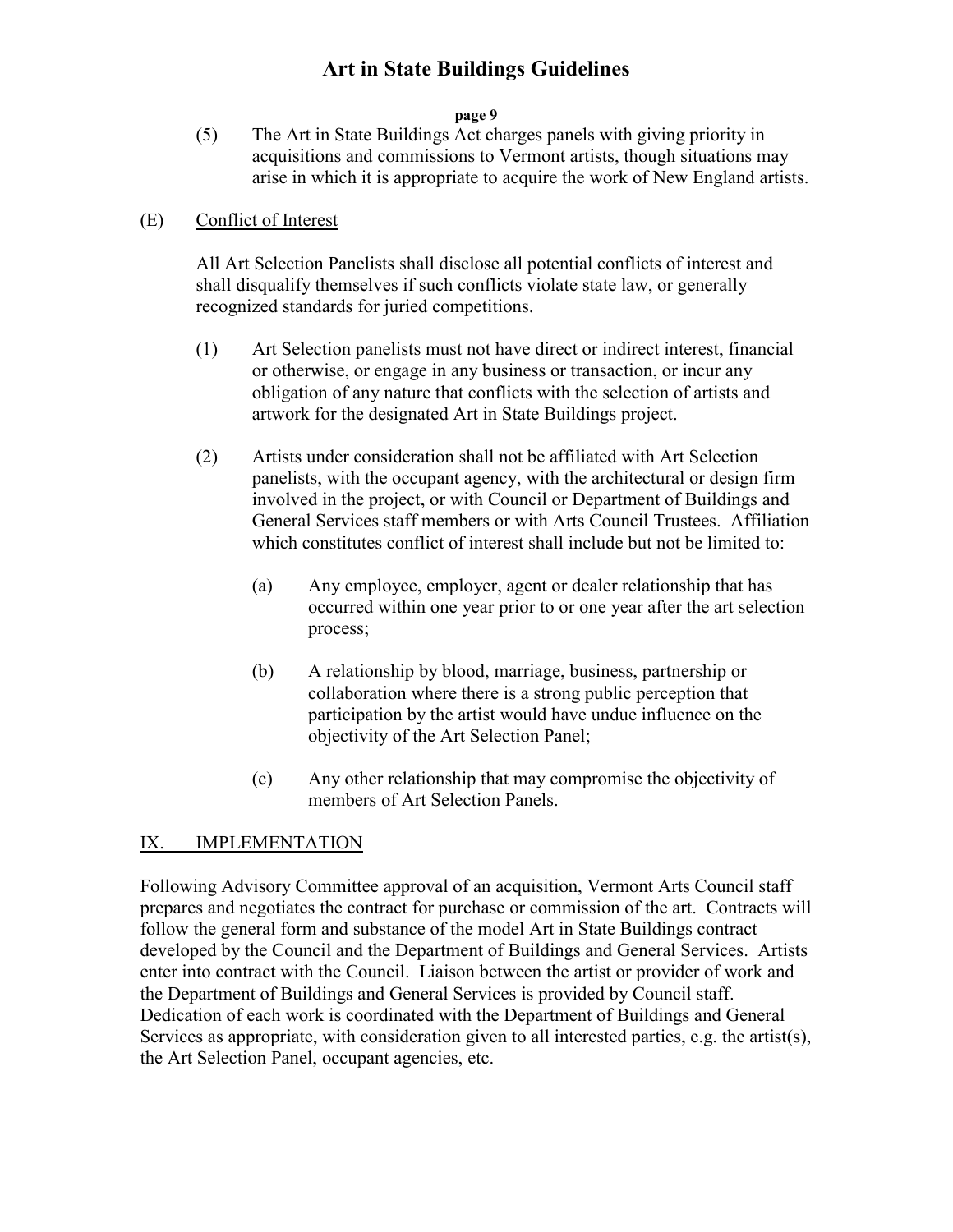(5) The Art in State Buildings Act charges panels with giving priority in acquisitions and commissions to Vermont artists, though situations may arise in which it is appropriate to acquire the work of New England artists.

(E) Conflict of Interest

All Art Selection Panelists shall disclose all potential conflicts of interest and shall disqualify themselves if such conflicts violate state law, or generally recognized standards for juried competitions.

(1) Art Selection panelists must not have direct or indirect interest, financial or otherwise, or engage in any business or transaction, or incur any obligation of any nature that conflicts with the selection of artists and artwork for the designated Art in State Buildings project.

(2) Artists under consideration shall not be affiliated with Art Selection panelists, with the occupant agency, with the architectural or design firm involved in the project, or with Council or Department of Buildings and General Services staff members or with Arts Council Trustees. Affiliation which constitutes conflict of interest shall include but not be limited to:

(a) Any employee, employer, agent or dealer relationship that has occurred within one year prior to or one year after the art selection process;

(b) A relationship by blood, marriage, business, partnership or collaboration where there is a strong public perception that participation by the artist would have undue influence on the objectivity of the Art Selection Panel;

(c) Any other relationship that may compromise the objectivity of members of Art Selection Panels.

## IX. IMPLEMENTATION

Following Advisory Committee approval of an acquisition, Vermont Arts Council staff prepares and negotiates the contract for purchase or commission of the art. Contracts will follow the general form and substance of the model Art in State Buildings contract developed by the Council and the Department of Buildings and General Services. Artists enter into contract with the Council. Liaison between the artist or provider of work and the Department of Buildings and General Services is provided by Council staff. Dedication of each work is coordinated with the Department of Buildings and General Services as appropriate, with consideration given to all interested parties, e.g. the artist(s), the Art Selection Panel, occupant agencies, etc.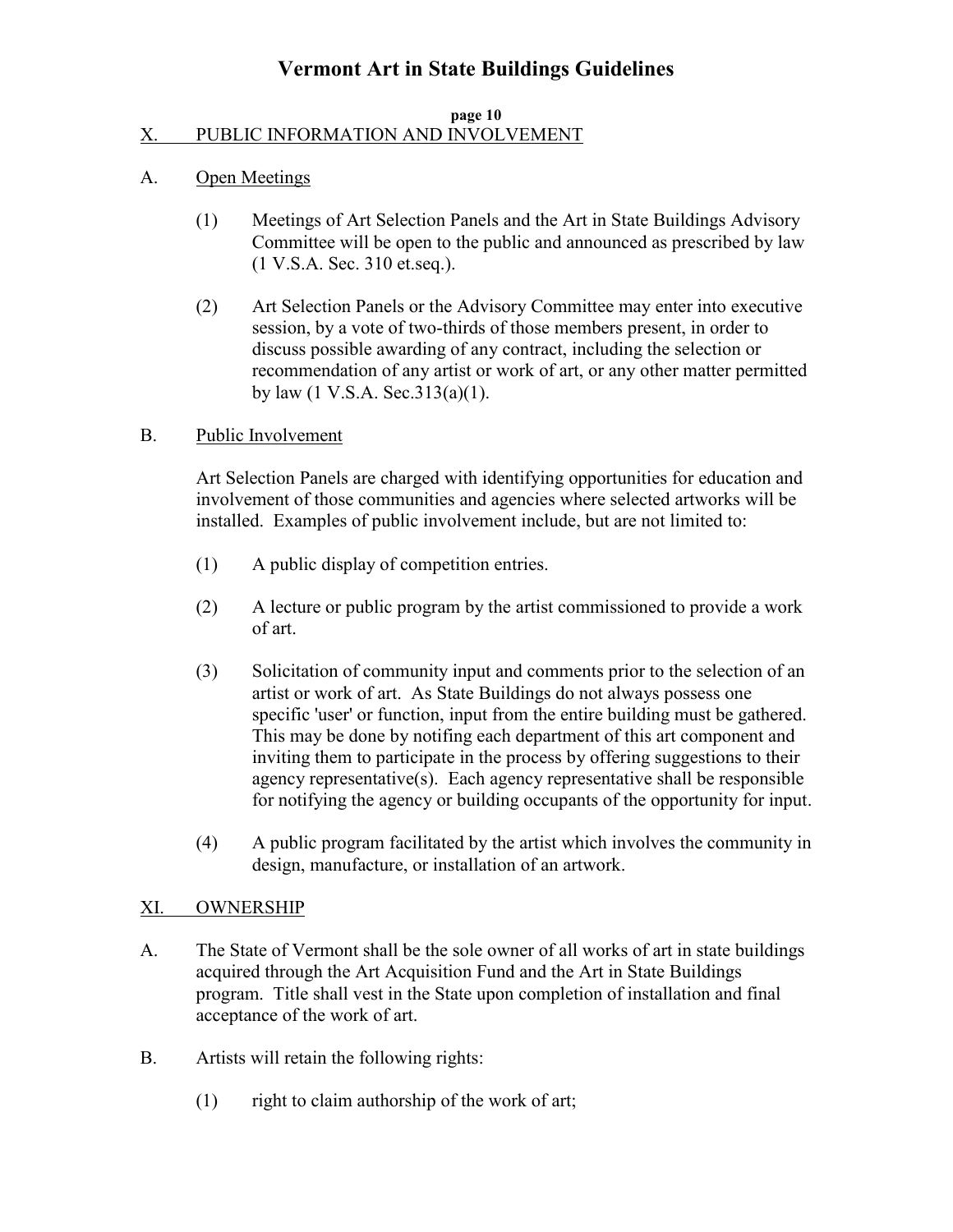## X. PUBLIC INFORMATION AND INVOLVEMENT

### A. Open Meetings

(1) Meetings of Art Selection Panels and the Art in State Buildings Advisory Committee will be open to the public and announced as prescribed by law (1 V.S.A. Sec. 310 et.seq.).

(2) Art Selection Panels or the Advisory Committee may enter into executive session, by a vote of two-thirds of those members present, in order to discuss possible awarding of any contract, including the selection or recommendation of any artist or work of art, or any other matter permitted by law (1 V.S.A. Sec.313(a)(1).

### B. Public Involvement

Art Selection Panels are charged with identifying opportunities for education and involvement of those communities and agencies where selected artworks will be installed. Examples of public involvement include, but are not limited to:

(1) A public display of competition entries.

(2) A lecture or public program by the artist commissioned to provide a work of art.

(3) Solicitation of community input and comments prior to the selection of an artist or work of art. As State Buildings do not always possess one specific 'user' or function, input from the entire building must be gathered. This may be done by notifing each department of this art component and inviting them to participate in the process by offering suggestions to their agency representative(s). Each agency representative shall be responsible for notifying the agency or building occupants of the opportunity for input.

(4) A public program facilitated by the artist which involves the community in design, manufacture, or installation of an artwork.

## XI. OWNERSHIP

A. The State of Vermont shall be the sole owner of all works of art in state buildings acquired through the Art Acquisition Fund and the Art in State Buildings program. Title shall vest in the State upon completion of installation and final acceptance of the work of art.

B. Artists will retain the following rights:

(1) right to claim authorship of the work of art;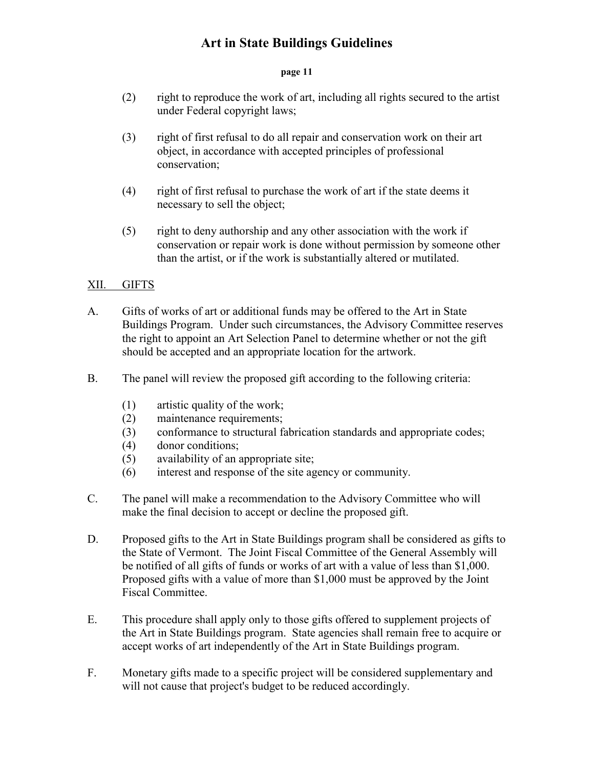(2) right to reproduce the work of art, including all rights secured to the artist under Federal copyright laws;

(3) right of first refusal to do all repair and conservation work on their art object, in accordance with accepted principles of professional conservation;

(4) right of first refusal to purchase the work of art if the state deems it necessary to sell the object;

(5) right to deny authorship and any other association with the work if conservation or repair work is done without permission by someone other than the artist, or if the work is substantially altered or mutilated.

## XII. GIFTS

A. Gifts of works of art or additional funds may be offered to the Art in State Buildings Program. Under such circumstances, the Advisory Committee reserves the right to appoint an Art Selection Panel to determine whether or not the gift should be accepted and an appropriate location for the artwork.

B. The panel will review the proposed gift according to the following criteria:

(1) artistic quality of the work;
(2) maintenance requirements;
(3) conformance to structural fabrication standards and appropriate codes;
(4) donor conditions;
(5) availability of an appropriate site;
(6) interest and response of the site agency or community.

C. The panel will make a recommendation to the Advisory Committee who will make the final decision to accept or decline the proposed gift.

D. Proposed gifts to the Art in State Buildings program shall be considered as gifts to the State of Vermont. The Joint Fiscal Committee of the General Assembly will be notified of all gifts of funds or works of art with a value of less than $1,000. Proposed gifts with a value of more than $1,000 must be approved by the Joint Fiscal Committee.

E. This procedure shall apply only to those gifts offered to supplement projects of the Art in State Buildings program. State agencies shall remain free to acquire or accept works of art independently of the Art in State Buildings program.

F. Monetary gifts made to a specific project will be considered supplementary and will not cause that project's budget to be reduced accordingly.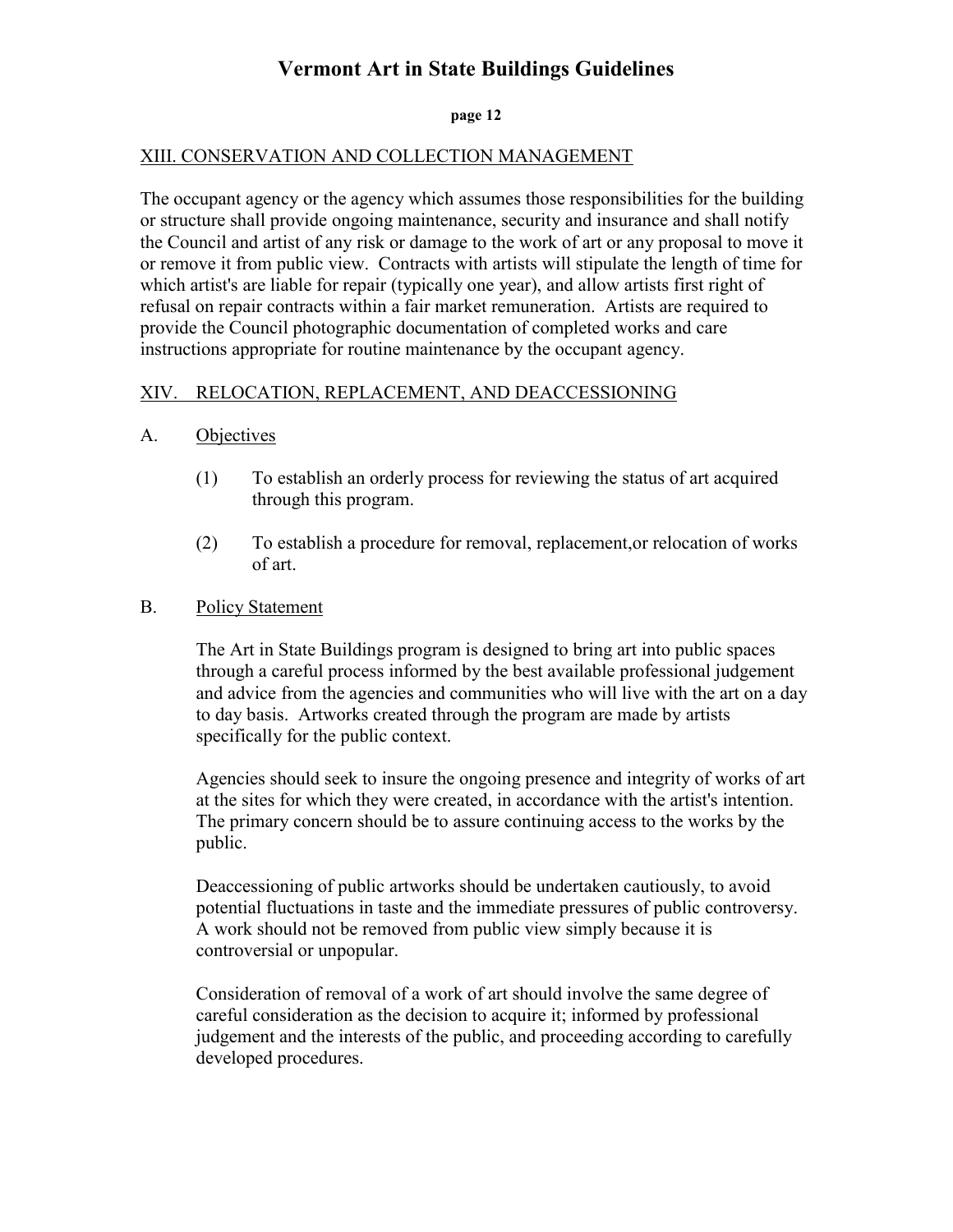## XIII. CONSERVATION AND COLLECTION MANAGEMENT

The occupant agency or the agency which assumes those responsibilities for the building or structure shall provide ongoing maintenance, security and insurance and shall notify the Council and artist of any risk or damage to the work of art or any proposal to move it or remove it from public view. Contracts with artists will stipulate the length of time for which artist's are liable for repair (typically one year), and allow artists first right of refusal on repair contracts within a fair market remuneration. Artists are required to provide the Council photographic documentation of completed works and care instructions appropriate for routine maintenance by the occupant agency.

## XIV. RELOCATION, REPLACEMENT, AND DEACCESSIONING

### A. Objectives

(1) To establish an orderly process for reviewing the status of art acquired through this program.

(2) To establish a procedure for removal, replacement,or relocation of works of art.

### B. Policy Statement

The Art in State Buildings program is designed to bring art into public spaces through a careful process informed by the best available professional judgement and advice from the agencies and communities who will live with the art on a day to day basis. Artworks created through the program are made by artists specifically for the public context.

Agencies should seek to insure the ongoing presence and integrity of works of art at the sites for which they were created, in accordance with the artist's intention. The primary concern should be to assure continuing access to the works by the public.

Deaccessioning of public artworks should be undertaken cautiously, to avoid potential fluctuations in taste and the immediate pressures of public controversy. A work should not be removed from public view simply because it is controversial or unpopular.

Consideration of removal of a work of art should involve the same degree of careful consideration as the decision to acquire it; informed by professional judgement and the interests of the public, and proceeding according to carefully developed procedures.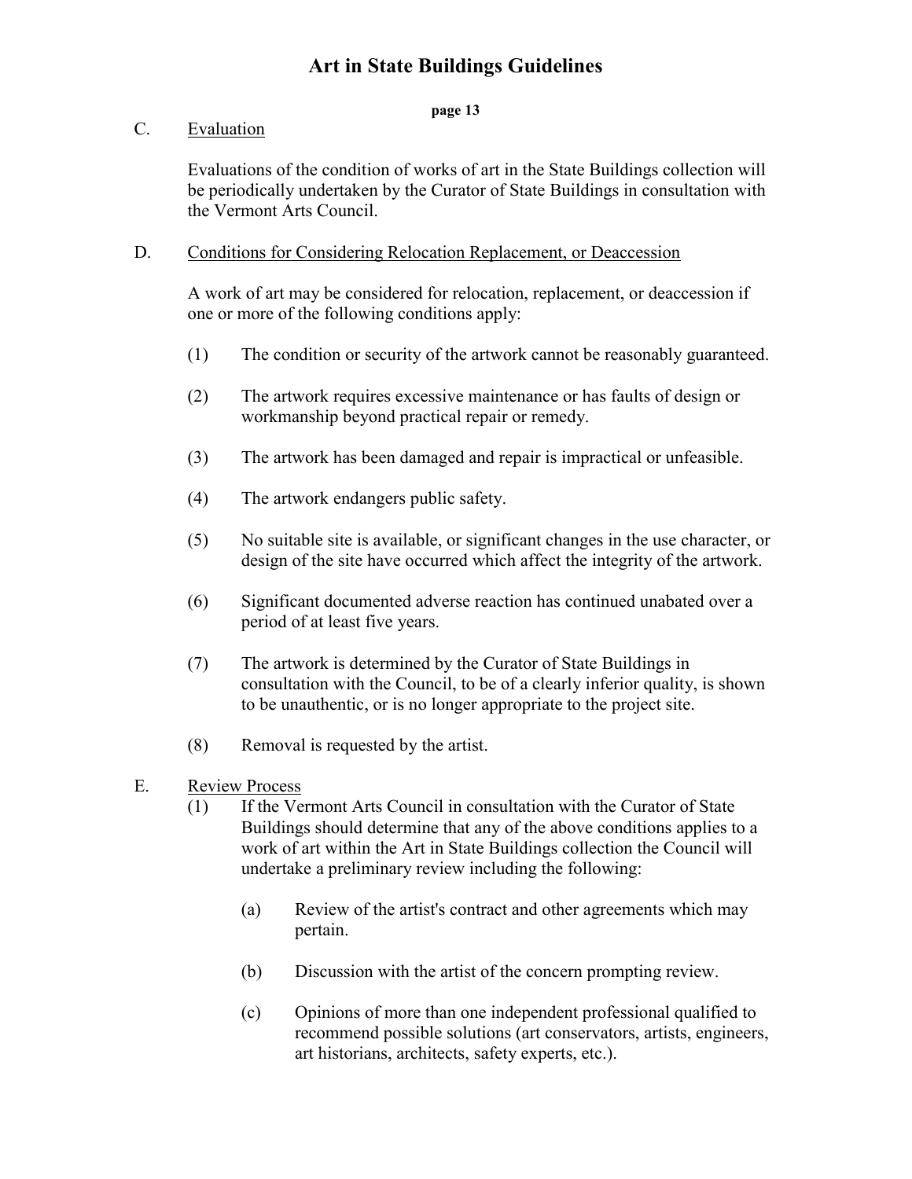C. Evaluation

Evaluations of the condition of works of art in the State Buildings collection will be periodically undertaken by the Curator of State Buildings in consultation with the Vermont Arts Council.

D. Conditions for Considering Relocation Replacement, or Deaccession

A work of art may be considered for relocation, replacement, or deaccession if one or more of the following conditions apply:

(1) The condition or security of the artwork cannot be reasonably guaranteed.

(2) The artwork requires excessive maintenance or has faults of design or workmanship beyond practical repair or remedy.

(3) The artwork has been damaged and repair is impractical or unfeasible.

(4) The artwork endangers public safety.

(5) No suitable site is available, or significant changes in the use character, or design of the site have occurred which affect the integrity of the artwork.

(6) Significant documented adverse reaction has continued unabated over a period of at least five years.

(7) The artwork is determined by the Curator of State Buildings in consultation with the Council, to be of a clearly inferior quality, is shown to be unauthentic, or is no longer appropriate to the project site.

(8) Removal is requested by the artist.

E. Review Process

(1) If the Vermont Arts Council in consultation with the Curator of State Buildings should determine that any of the above conditions applies to a work of art within the Art in State Buildings collection the Council will undertake a preliminary review including the following:

(a) Review of the artist's contract and other agreements which may pertain.

(b) Discussion with the artist of the concern prompting review.

(c) Opinions of more than one independent professional qualified to recommend possible solutions (art conservators, artists, engineers, art historians, architects, safety experts, etc.).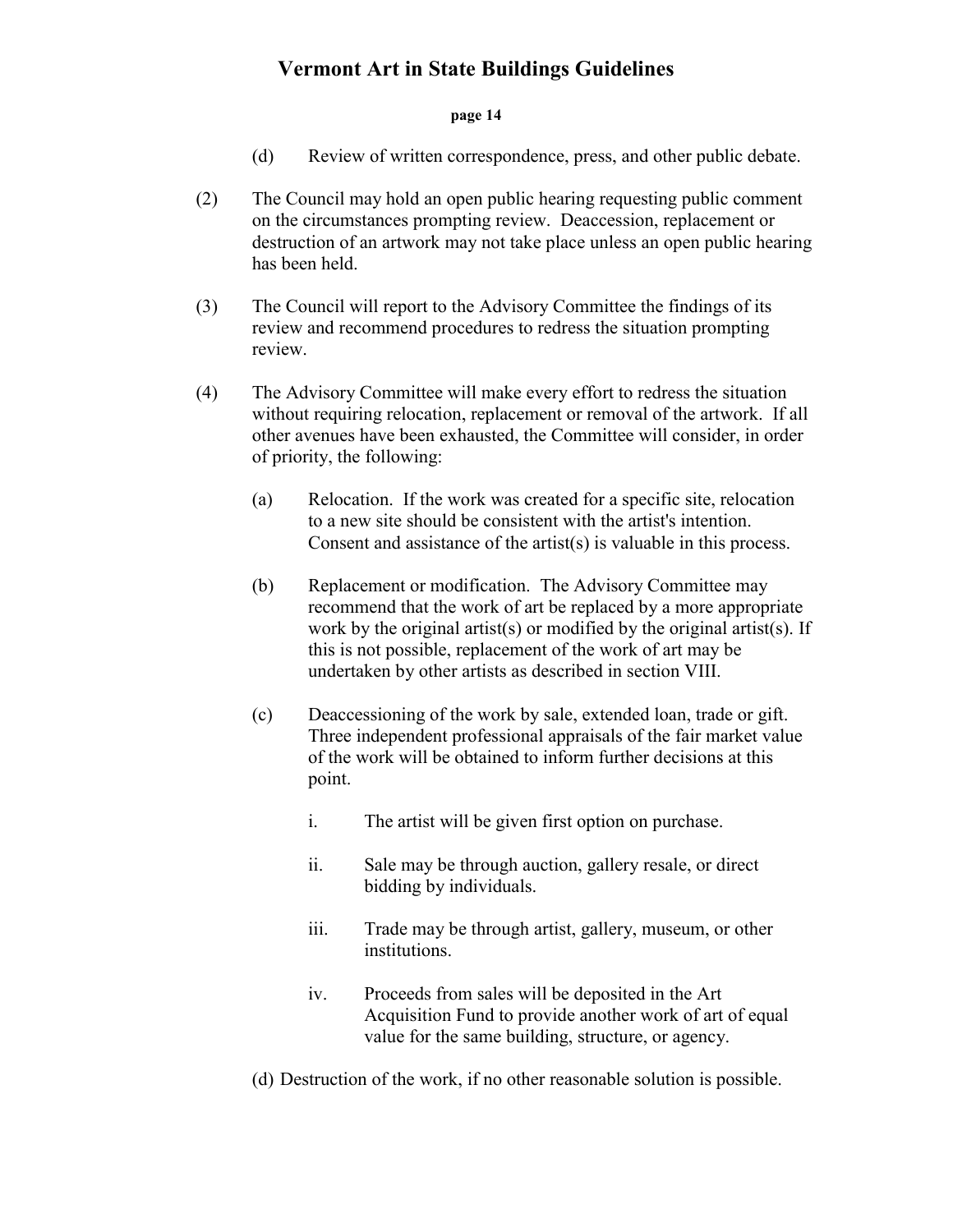(d) Review of written correspondence, press, and other public debate.

(2) The Council may hold an open public hearing requesting public comment on the circumstances prompting review. Deaccession, replacement or destruction of an artwork may not take place unless an open public hearing has been held.

(3) The Council will report to the Advisory Committee the findings of its review and recommend procedures to redress the situation prompting review.

(4) The Advisory Committee will make every effort to redress the situation without requiring relocation, replacement or removal of the artwork. If all other avenues have been exhausted, the Committee will consider, in order of priority, the following:

(a) Relocation. If the work was created for a specific site, relocation to a new site should be consistent with the artist's intention. Consent and assistance of the artist(s) is valuable in this process.

(b) Replacement or modification. The Advisory Committee may recommend that the work of art be replaced by a more appropriate work by the original artist(s) or modified by the original artist(s). If this is not possible, replacement of the work of art may be undertaken by other artists as described in section VIII.

(c) Deaccessioning of the work by sale, extended loan, trade or gift. Three independent professional appraisals of the fair market value of the work will be obtained to inform further decisions at this point.

i. The artist will be given first option on purchase.

ii. Sale may be through auction, gallery resale, or direct bidding by individuals.

iii. Trade may be through artist, gallery, museum, or other institutions.

iv. Proceeds from sales will be deposited in the Art Acquisition Fund to provide another work of art of equal value for the same building, structure, or agency.

(d) Destruction of the work, if no other reasonable solution is possible.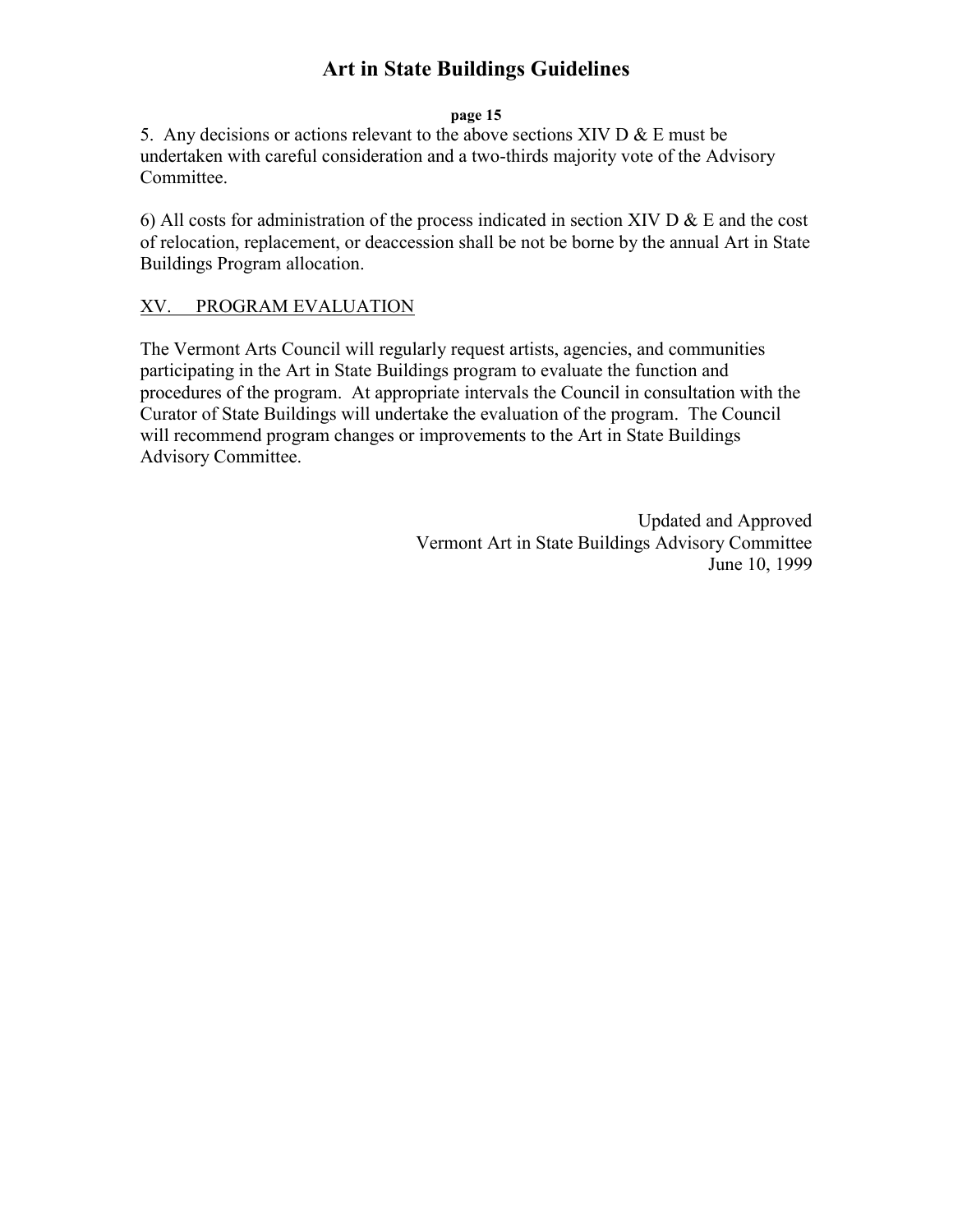5. Any decisions or actions relevant to the above sections XIV D & E must be undertaken with careful consideration and a two-thirds majority vote of the Advisory Committee.

6) All costs for administration of the process indicated in section XIV D & E and the cost of relocation, replacement, or deaccession shall be not be borne by the annual Art in State Buildings Program allocation.

## XV. PROGRAM EVALUATION

The Vermont Arts Council will regularly request artists, agencies, and communities participating in the Art in State Buildings program to evaluate the function and procedures of the program. At appropriate intervals the Council in consultation with the Curator of State Buildings will undertake the evaluation of the program. The Council will recommend program changes or improvements to the Art in State Buildings Advisory Committee.

Updated and Approved
Vermont Art in State Buildings Advisory Committee
June 10, 1999